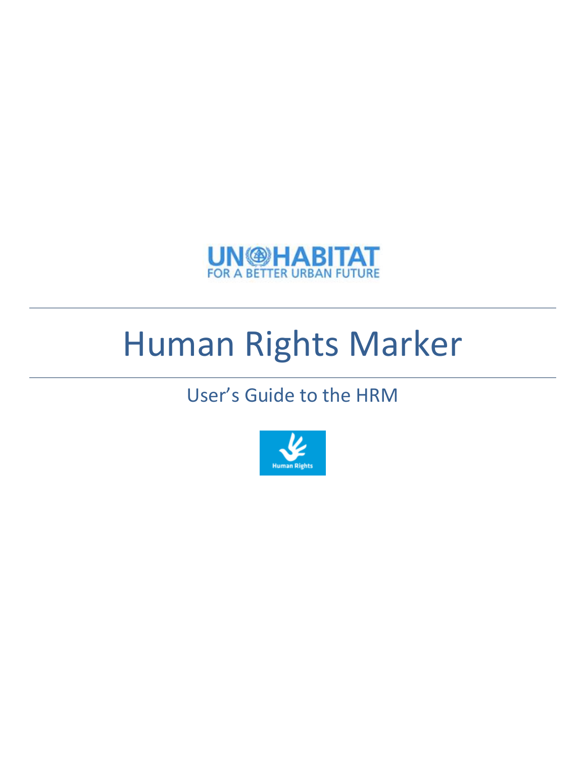UN-HABITAT
FOR A BETTER URBAN FUTURE

---

# Human Rights Marker

---

## User's Guide to the HRM

Human Rights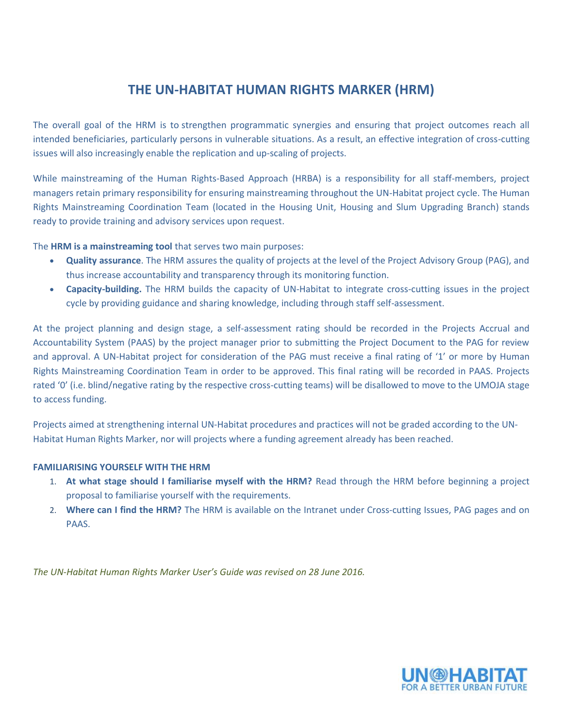# THE UN-HABITAT HUMAN RIGHTS MARKER (HRM)

The overall goal of the HRM is to strengthen programmatic synergies and ensuring that project outcomes reach all intended beneficiaries, particularly persons in vulnerable situations. As a result, an effective integration of cross-cutting issues will also increasingly enable the replication and up-scaling of projects.

While mainstreaming of the Human Rights-Based Approach (HRBA) is a responsibility for all staff-members, project managers retain primary responsibility for ensuring mainstreaming throughout the UN-Habitat project cycle. The Human Rights Mainstreaming Coordination Team (located in the Housing Unit, Housing and Slum Upgrading Branch) stands ready to provide training and advisory services upon request.

The **HRM is a mainstreaming tool** that serves two main purposes:

- **Quality assurance**. The HRM assures the quality of projects at the level of the Project Advisory Group (PAG), and thus increase accountability and transparency through its monitoring function.
- **Capacity-building.** The HRM builds the capacity of UN-Habitat to integrate cross-cutting issues in the project cycle by providing guidance and sharing knowledge, including through staff self-assessment.

At the project planning and design stage, a self-assessment rating should be recorded in the Projects Accrual and Accountability System (PAAS) by the project manager prior to submitting the Project Document to the PAG for review and approval. A UN-Habitat project for consideration of the PAG must receive a final rating of '1' or more by Human Rights Mainstreaming Coordination Team in order to be approved. This final rating will be recorded in PAAS. Projects rated '0' (i.e. blind/negative rating by the respective cross-cutting teams) will be disallowed to move to the UMOJA stage to access funding.

Projects aimed at strengthening internal UN-Habitat procedures and practices will not be graded according to the UN-Habitat Human Rights Marker, nor will projects where a funding agreement already has been reached.

**FAMILIARISING YOURSELF WITH THE HRM**

1. **At what stage should I familiarise myself with the HRM?** Read through the HRM before beginning a project proposal to familiarise yourself with the requirements.
2. **Where can I find the HRM?** The HRM is available on the Intranet under Cross-cutting Issues, PAG pages and on PAAS.

*The UN-Habitat Human Rights Marker User's Guide was revised on 28 June 2016.*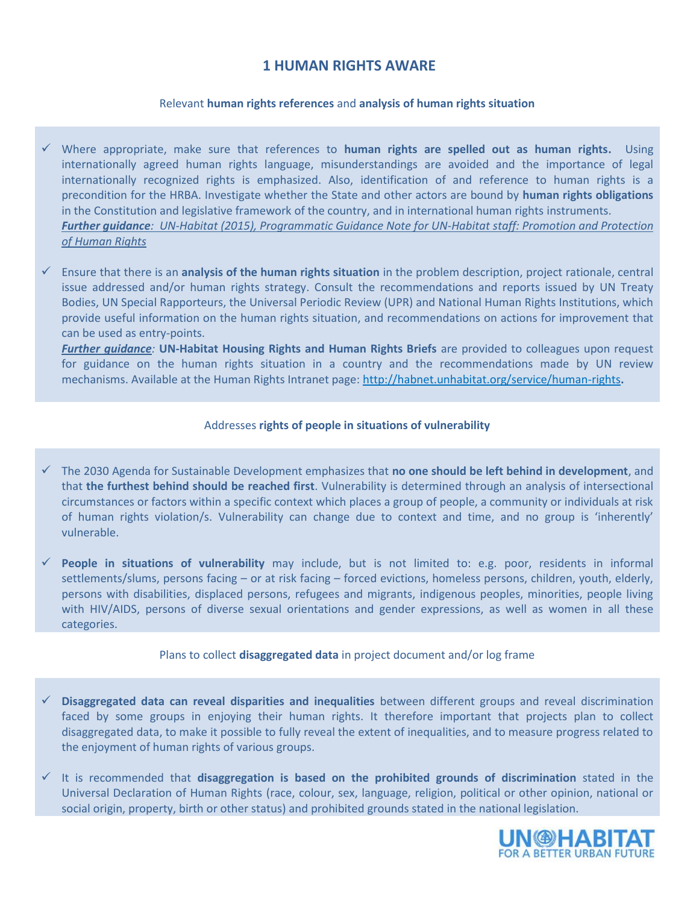# 1 HUMAN RIGHTS AWARE

Relevant **human rights references** and **analysis of human rights situation**

- ✓ Where appropriate, make sure that references to **human rights are spelled out as human rights.** Using internationally agreed human rights language, misunderstandings are avoided and the importance of legal internationally recognized rights is emphasized. Also, identification of and reference to human rights is a precondition for the HRBA. Investigate whether the State and other actors are bound by **human rights obligations** in the Constitution and legislative framework of the country, and in international human rights instruments.
  ***Further guidance**: UN-Habitat (2015), Programmatic Guidance Note for UN-Habitat staff: Promotion and Protection of Human Rights*

- ✓ Ensure that there is an **analysis of the human rights situation** in the problem description, project rationale, central issue addressed and/or human rights strategy. Consult the recommendations and reports issued by UN Treaty Bodies, UN Special Rapporteurs, the Universal Periodic Review (UPR) and National Human Rights Institutions, which provide useful information on the human rights situation, and recommendations on actions for improvement that can be used as entry-points.
  ***Further guidance**:* **UN-Habitat Housing Rights and Human Rights Briefs** are provided to colleagues upon request for guidance on the human rights situation in a country and the recommendations made by UN review mechanisms. Available at the Human Rights Intranet page: http://habnet.unhabitat.org/service/human-rights**.**

Addresses **rights of people in situations of vulnerability**

- ✓ The 2030 Agenda for Sustainable Development emphasizes that **no one should be left behind in development**, and that **the furthest behind should be reached first**. Vulnerability is determined through an analysis of intersectional circumstances or factors within a specific context which places a group of people, a community or individuals at risk of human rights violation/s. Vulnerability can change due to context and time, and no group is 'inherently' vulnerable.

- ✓ **People in situations of vulnerability** may include, but is not limited to: e.g. poor, residents in informal settlements/slums, persons facing – or at risk facing – forced evictions, homeless persons, children, youth, elderly, persons with disabilities, displaced persons, refugees and migrants, indigenous peoples, minorities, people living with HIV/AIDS, persons of diverse sexual orientations and gender expressions, as well as women in all these categories.

Plans to collect **disaggregated data** in project document and/or log frame

- ✓ **Disaggregated data can reveal disparities and inequalities** between different groups and reveal discrimination faced by some groups in enjoying their human rights. It therefore important that projects plan to collect disaggregated data, to make it possible to fully reveal the extent of inequalities, and to measure progress related to the enjoyment of human rights of various groups.

- ✓ It is recommended that **disaggregation is based on the prohibited grounds of discrimination** stated in the Universal Declaration of Human Rights (race, colour, sex, language, religion, political or other opinion, national or social origin, property, birth or other status) and prohibited grounds stated in the national legislation.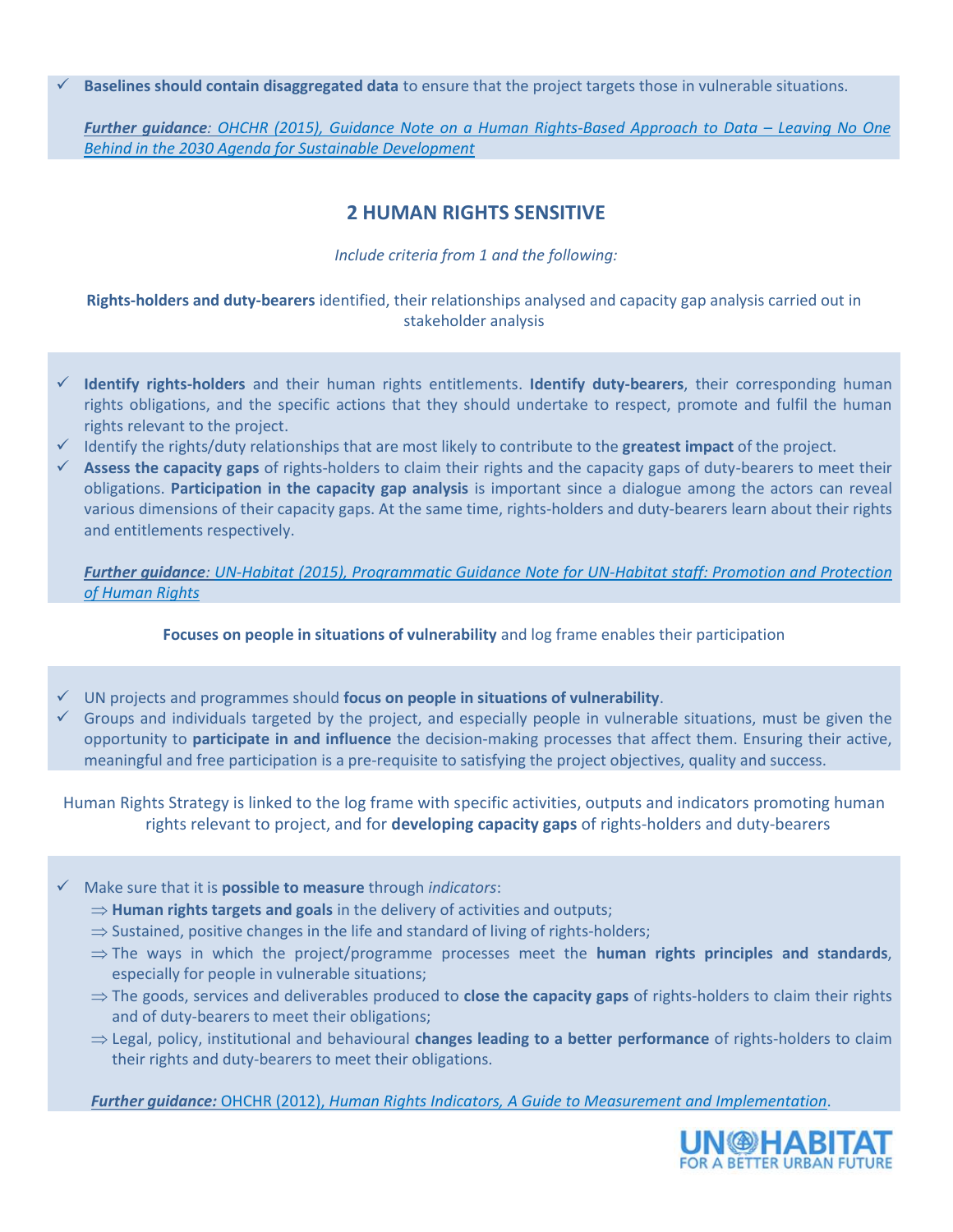- ✓ **Baselines should contain disaggregated data** to ensure that the project targets those in vulnerable situations.

  ***Further guidance**: OHCHR (2015), Guidance Note on a Human Rights-Based Approach to Data – Leaving No One Behind in the 2030 Agenda for Sustainable Development*

## 2 HUMAN RIGHTS SENSITIVE

*Include criteria from 1 and the following:*

**Rights-holders and duty-bearers** identified, their relationships analysed and capacity gap analysis carried out in stakeholder analysis

- ✓ **Identify rights-holders** and their human rights entitlements. **Identify duty-bearers**, their corresponding human rights obligations, and the specific actions that they should undertake to respect, promote and fulfil the human rights relevant to the project.
- ✓ Identify the rights/duty relationships that are most likely to contribute to the **greatest impact** of the project.
- ✓ **Assess the capacity gaps** of rights-holders to claim their rights and the capacity gaps of duty-bearers to meet their obligations. **Participation in the capacity gap analysis** is important since a dialogue among the actors can reveal various dimensions of their capacity gaps. At the same time, rights-holders and duty-bearers learn about their rights and entitlements respectively.

  ***Further guidance**: UN-Habitat (2015), Programmatic Guidance Note for UN-Habitat staff: Promotion and Protection of Human Rights*

**Focuses on people in situations of vulnerability** and log frame enables their participation

- ✓ UN projects and programmes should **focus on people in situations of vulnerability**.
- ✓ Groups and individuals targeted by the project, and especially people in vulnerable situations, must be given the opportunity to **participate in and influence** the decision-making processes that affect them. Ensuring their active, meaningful and free participation is a pre-requisite to satisfying the project objectives, quality and success.

Human Rights Strategy is linked to the log frame with specific activities, outputs and indicators promoting human rights relevant to project, and for **developing capacity gaps** of rights-holders and duty-bearers

- ✓ Make sure that it is **possible to measure** through *indicators*:
  - ⇒ **Human rights targets and goals** in the delivery of activities and outputs;
  - ⇒ Sustained, positive changes in the life and standard of living of rights-holders;
  - ⇒ The ways in which the project/programme processes meet the **human rights principles and standards**, especially for people in vulnerable situations;
  - ⇒ The goods, services and deliverables produced to **close the capacity gaps** of rights-holders to claim their rights and of duty-bearers to meet their obligations;
  - ⇒ Legal, policy, institutional and behavioural **changes leading to a better performance** of rights-holders to claim their rights and duty-bearers to meet their obligations.

  ***Further guidance:*** OHCHR (2012), *Human Rights Indicators, A Guide to Measurement and Implementation*.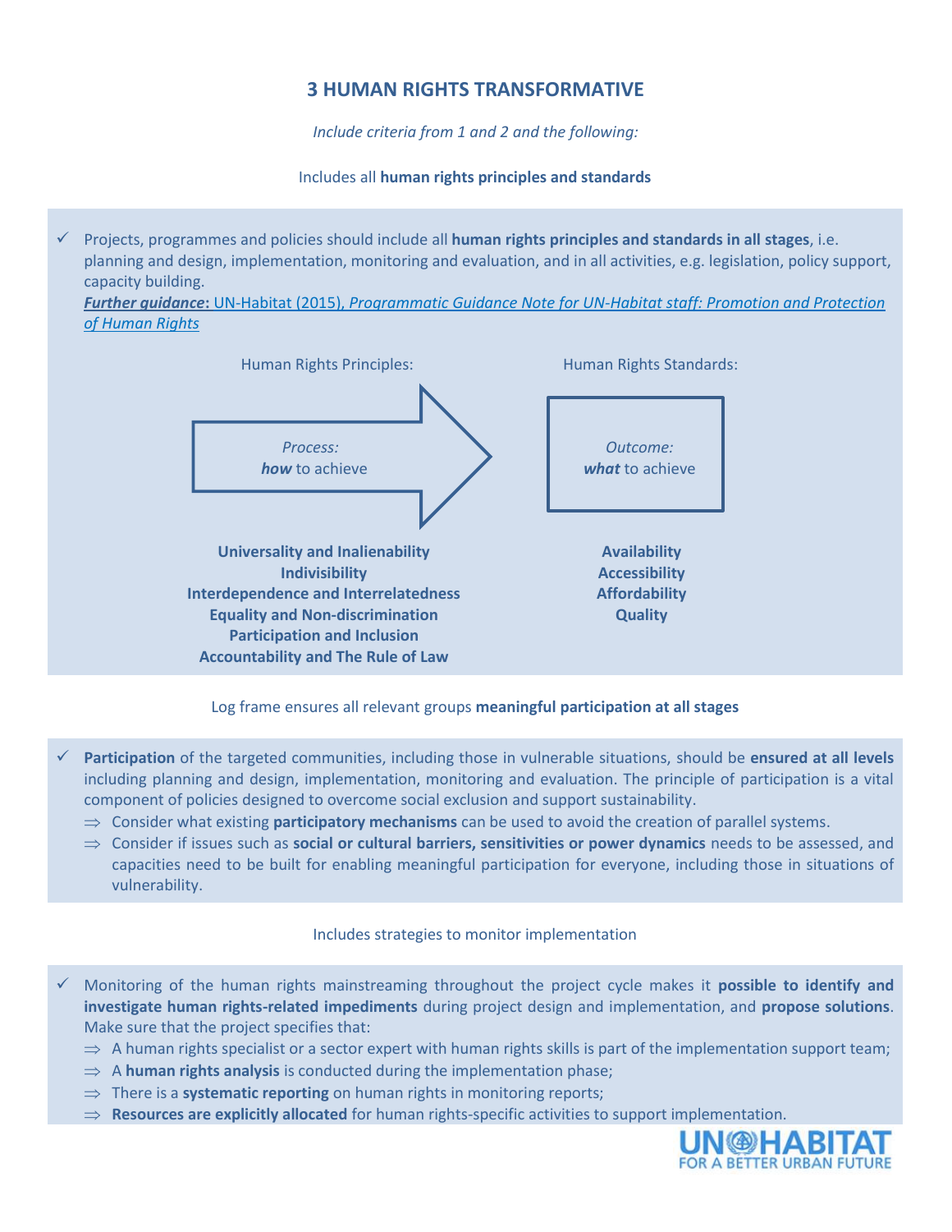# 3 HUMAN RIGHTS TRANSFORMATIVE

*Include criteria from 1 and 2 and the following:*

Includes all **human rights principles and standards**

- ✓ Projects, programmes and policies should include all **human rights principles and standards in all stages**, i.e. planning and design, implementation, monitoring and evaluation, and in all activities, e.g. legislation, policy support, capacity building.
  ***Further guidance*: UN-Habitat (2015), *Programmatic Guidance Note for UN-Habitat staff: Promotion and Protection of Human Rights***

| Human Rights Principles: | Human Rights Standards: |
|---|---|
| *Process:* ***how*** to achieve | *Outcome:* ***what*** to achieve |
| **Universality and Inalienability** | **Availability** |
| **Indivisibility** | **Accessibility** |
| **Interdependence and Interrelatedness** | **Affordability** |
| **Equality and Non-discrimination** | **Quality** |
| **Participation and Inclusion** | |
| **Accountability and The Rule of Law** | |

Log frame ensures all relevant groups **meaningful participation at all stages**

- ✓ **Participation** of the targeted communities, including those in vulnerable situations, should be **ensured at all levels** including planning and design, implementation, monitoring and evaluation. The principle of participation is a vital component of policies designed to overcome social exclusion and support sustainability.
  - ⇒ Consider what existing **participatory mechanisms** can be used to avoid the creation of parallel systems.
  - ⇒ Consider if issues such as **social or cultural barriers, sensitivities or power dynamics** needs to be assessed, and capacities need to be built for enabling meaningful participation for everyone, including those in situations of vulnerability.

Includes strategies to monitor implementation

- ✓ Monitoring of the human rights mainstreaming throughout the project cycle makes it **possible to identify and investigate human rights-related impediments** during project design and implementation, and **propose solutions**. Make sure that the project specifies that:
  - ⇒ A human rights specialist or a sector expert with human rights skills is part of the implementation support team;
  - ⇒ A **human rights analysis** is conducted during the implementation phase;
  - ⇒ There is a **systematic reporting** on human rights in monitoring reports;
  - ⇒ **Resources are explicitly allocated** for human rights-specific activities to support implementation.

UN-HABITAT
FOR A BETTER URBAN FUTURE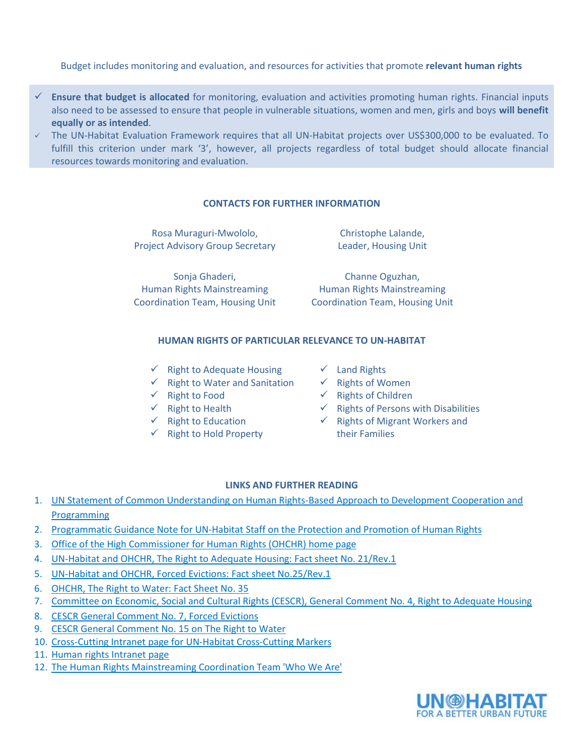Budget includes monitoring and evaluation, and resources for activities that promote **relevant human rights**

- ✓ **Ensure that budget is allocated** for monitoring, evaluation and activities promoting human rights. Financial inputs also need to be assessed to ensure that people in vulnerable situations, women and men, girls and boys **will benefit equally or as intended**.
- ✓ The UN-Habitat Evaluation Framework requires that all UN-Habitat projects over US$300,000 to be evaluated. To fulfill this criterion under mark '3', however, all projects regardless of total budget should allocate financial resources towards monitoring and evaluation.

## CONTACTS FOR FURTHER INFORMATION

Rosa Muraguri-Mwololo,
Project Advisory Group Secretary

Christophe Lalande,
Leader, Housing Unit

Sonja Ghaderi,
Human Rights Mainstreaming Coordination Team, Housing Unit

Channe Oguzhan,
Human Rights Mainstreaming Coordination Team, Housing Unit

## HUMAN RIGHTS OF PARTICULAR RELEVANCE TO UN-HABITAT

- ✓ Right to Adequate Housing
- ✓ Right to Water and Sanitation
- ✓ Right to Food
- ✓ Right to Health
- ✓ Right to Education
- ✓ Right to Hold Property
- ✓ Land Rights
- ✓ Rights of Women
- ✓ Rights of Children
- ✓ Rights of Persons with Disabilities
- ✓ Rights of Migrant Workers and their Families

## LINKS AND FURTHER READING

1. UN Statement of Common Understanding on Human Rights-Based Approach to Development Cooperation and Programming
2. Programmatic Guidance Note for UN-Habitat Staff on the Protection and Promotion of Human Rights
3. Office of the High Commissioner for Human Rights (OHCHR) home page
4. UN-Habitat and OHCHR, The Right to Adequate Housing: Fact sheet No. 21/Rev.1
5. UN-Habitat and OHCHR, Forced Evictions: Fact sheet No.25/Rev.1
6. OHCHR, The Right to Water: Fact Sheet No. 35
7. Committee on Economic, Social and Cultural Rights (CESCR), General Comment No. 4, Right to Adequate Housing
8. CESCR General Comment No. 7, Forced Evictions
9. CESCR General Comment No. 15 on The Right to Water
10. Cross-Cutting Intranet page for UN-Habitat Cross-Cutting Markers
11. Human rights Intranet page
12. The Human Rights Mainstreaming Coordination Team 'Who We Are'

UN-HABITAT
FOR A BETTER URBAN FUTURE